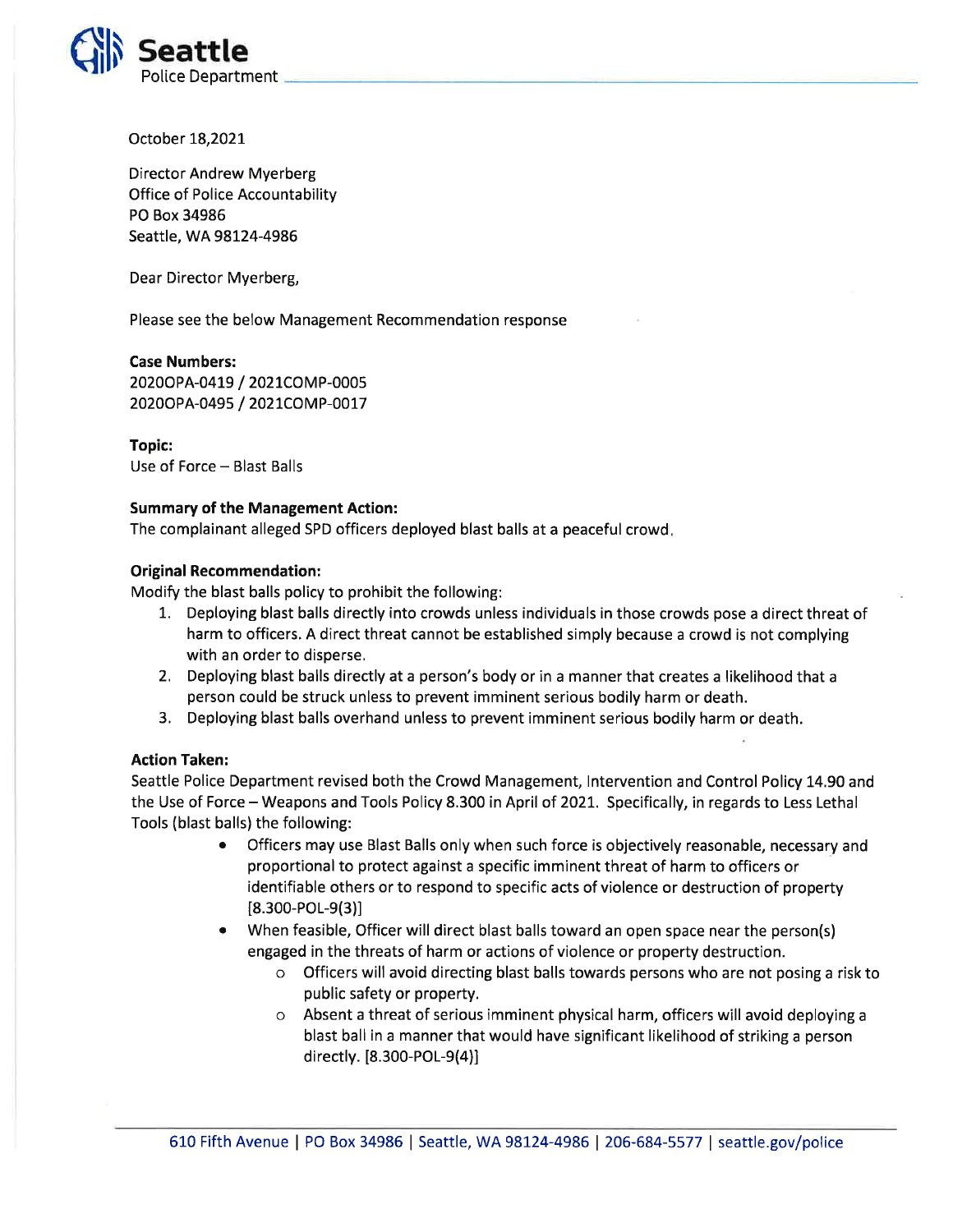# Seattle Police Department

October 18,2021

Director Andrew Myerberg
Office of Police Accountability
PO Box 34986
Seattle, WA 98124-4986

Dear Director Myerberg,

Please see the below Management Recommendation response

**Case Numbers:**
2020OPA-0419 / 2021COMP-0005
2020OPA-0495 / 2021COMP-0017

**Topic:**
Use of Force – Blast Balls

**Summary of the Management Action:**
The complainant alleged SPD officers deployed blast balls at a peaceful crowd.

**Original Recommendation:**
Modify the blast balls policy to prohibit the following:

1. Deploying blast balls directly into crowds unless individuals in those crowds pose a direct threat of harm to officers. A direct threat cannot be established simply because a crowd is not complying with an order to disperse.
2. Deploying blast balls directly at a person's body or in a manner that creates a likelihood that a person could be struck unless to prevent imminent serious bodily harm or death.
3. Deploying blast balls overhand unless to prevent imminent serious bodily harm or death.

**Action Taken:**
Seattle Police Department revised both the Crowd Management, Intervention and Control Policy 14.90 and the Use of Force – Weapons and Tools Policy 8.300 in April of 2021. Specifically, in regards to Less Lethal Tools (blast balls) the following:

- Officers may use Blast Balls only when such force is objectively reasonable, necessary and proportional to protect against a specific imminent threat of harm to officers or identifiable others or to respond to specific acts of violence or destruction of property [8.300-POL-9(3)]
- When feasible, Officer will direct blast balls toward an open space near the person(s) engaged in the threats of harm or actions of violence or property destruction.
  - Officers will avoid directing blast balls towards persons who are not posing a risk to public safety or property.
  - Absent a threat of serious imminent physical harm, officers will avoid deploying a blast ball in a manner that would have significant likelihood of striking a person directly. [8.300-POL-9(4)]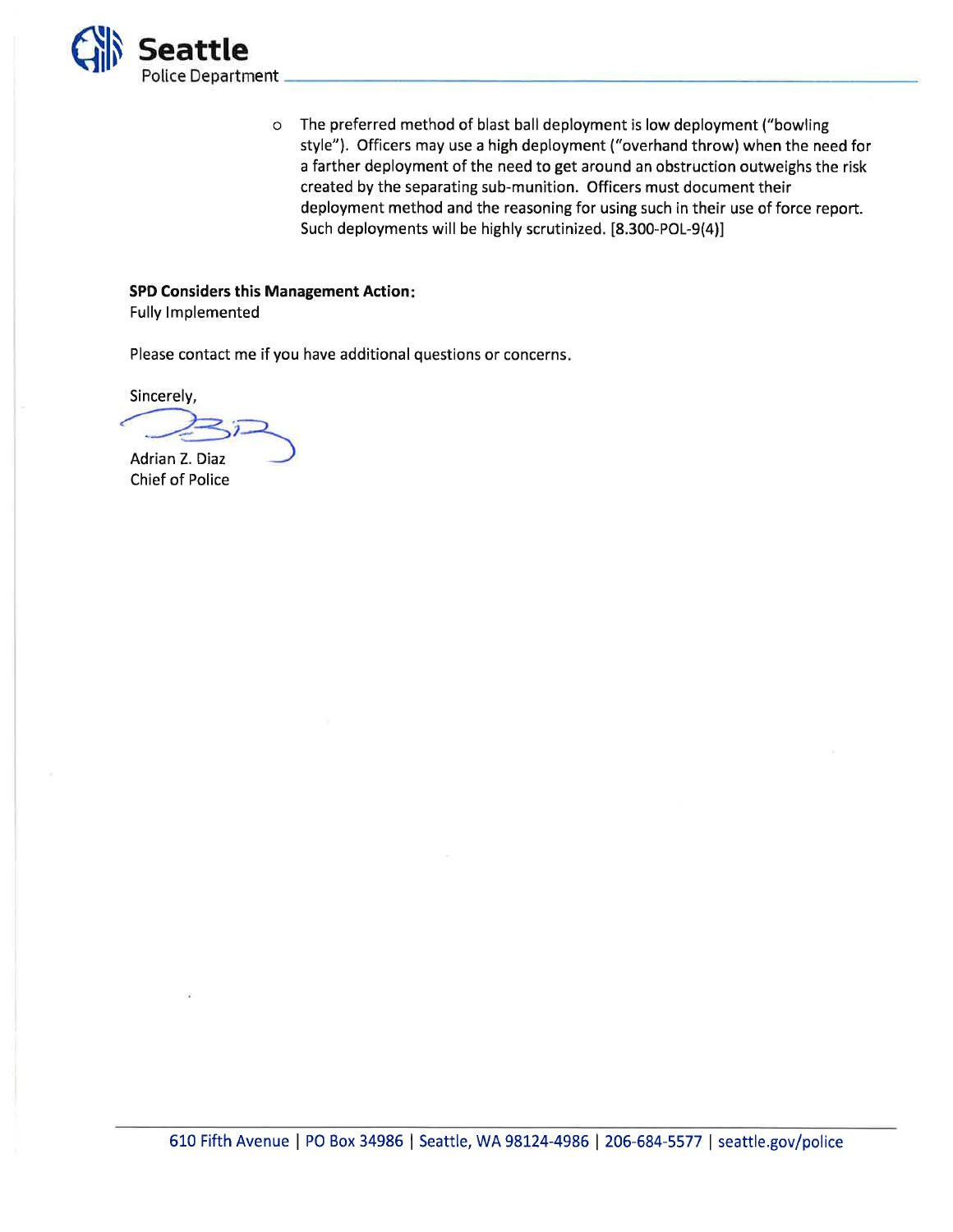- The preferred method of blast ball deployment is low deployment ("bowling style"). Officers may use a high deployment ("overhand throw) when the need for a farther deployment of the need to get around an obstruction outweighs the risk created by the separating sub-munition. Officers must document their deployment method and the reasoning for using such in their use of force report. Such deployments will be highly scrutinized. [8.300-POL-9(4)]

**SPD Considers this Management Action:**
Fully Implemented

Please contact me if you have additional questions or concerns.

Sincerely,

Adrian Z. Diaz
Chief of Police